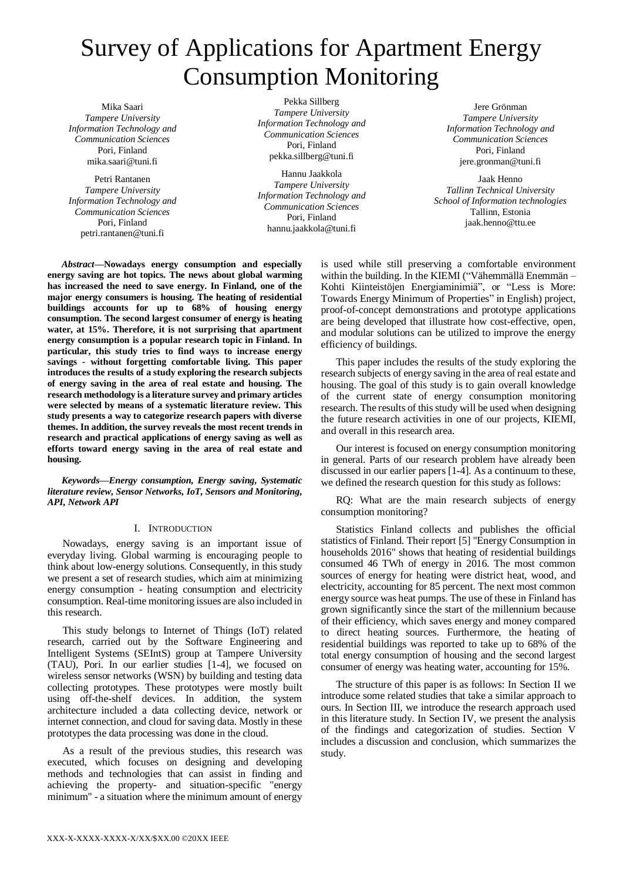# Survey of Applications for Apartment Energy Consumption Monitoring

Mika Saari
*Tampere University*
*Information Technology and Communication Sciences*
Pori, Finland
mika.saari@tuni.fi

Pekka Sillberg
*Tampere University*
*Information Technology and Communication Sciences*
Pori, Finland
pekka.sillberg@tuni.fi

Jere Grönman
*Tampere University*
*Information Technology and Communication Sciences*
Pori, Finland
jere.gronman@tuni.fi

Petri Rantanen
*Tampere University*
*Information Technology and Communication Sciences*
Pori, Finland
petri.rantanen@tuni.fi

Hannu Jaakkola
*Tampere University*
*Information Technology and Communication Sciences*
Pori, Finland
hannu.jaakkola@tuni.fi

Jaak Henno
*Tallinn Technical University*
*School of Information technologies*
Tallinn, Estonia
jaak.henno@ttu.ee

***Abstract*—Nowadays energy consumption and especially energy saving are hot topics. The news about global warming has increased the need to save energy. In Finland, one of the major energy consumers is housing. The heating of residential buildings accounts for up to 68% of housing energy consumption. The second largest consumer of energy is heating water, at 15%. Therefore, it is not surprising that apartment energy consumption is a popular research topic in Finland. In particular, this study tries to find ways to increase energy savings - without forgetting comfortable living. This paper introduces the results of a study exploring the research subjects of energy saving in the area of real estate and housing. The research methodology is a literature survey and primary articles were selected by means of a systematic literature review. This study presents a way to categorize research papers with diverse themes. In addition, the survey reveals the most recent trends in research and practical applications of energy saving as well as efforts toward energy saving in the area of real estate and housing.**

***Keywords—Energy consumption, Energy saving, Systematic literature review, Sensor Networks, IoT, Sensors and Monitoring, API, Network API***

## I. Introduction

Nowadays, energy saving is an important issue of everyday living. Global warming is encouraging people to think about low-energy solutions. Consequently, in this study we present a set of research studies, which aim at minimizing energy consumption - heating consumption and electricity consumption. Real-time monitoring issues are also included in this research.

This study belongs to Internet of Things (IoT) related research, carried out by the Software Engineering and Intelligent Systems (SEIntS) group at Tampere University (TAU), Pori. In our earlier studies [1-4], we focused on wireless sensor networks (WSN) by building and testing data collecting prototypes. These prototypes were mostly built using off-the-shelf devices. In addition, the system architecture included a data collecting device, network or internet connection, and cloud for saving data. Mostly in these prototypes the data processing was done in the cloud.

As a result of the previous studies, this research was executed, which focuses on designing and developing methods and technologies that can assist in finding and achieving the property- and situation-specific "energy minimum" - a situation where the minimum amount of energy is used while still preserving a comfortable environment within the building. In the KIEMI ("Vähemmällä Enemmän – Kohti Kiinteistöjen Energiaminimiä", or "Less is More: Towards Energy Minimum of Properties" in English) project, proof-of-concept demonstrations and prototype applications are being developed that illustrate how cost-effective, open, and modular solutions can be utilized to improve the energy efficiency of buildings.

This paper includes the results of the study exploring the research subjects of energy saving in the area of real estate and housing. The goal of this study is to gain overall knowledge of the current state of energy consumption monitoring research. The results of this study will be used when designing the future research activities in one of our projects, KIEMI, and overall in this research area.

Our interest is focused on energy consumption monitoring in general. Parts of our research problem have already been discussed in our earlier papers [1-4]. As a continuum to these, we defined the research question for this study as follows:

RQ: What are the main research subjects of energy consumption monitoring?

Statistics Finland collects and publishes the official statistics of Finland. Their report [5] "Energy Consumption in households 2016" shows that heating of residential buildings consumed 46 TWh of energy in 2016. The most common sources of energy for heating were district heat, wood, and electricity, accounting for 85 percent. The next most common energy source was heat pumps. The use of these in Finland has grown significantly since the start of the millennium because of their efficiency, which saves energy and money compared to direct heating sources. Furthermore, the heating of residential buildings was reported to take up to 68% of the total energy consumption of housing and the second largest consumer of energy was heating water, accounting for 15%.

The structure of this paper is as follows: In Section II we introduce some related studies that take a similar approach to ours. In Section III, we introduce the research approach used in this literature study. In Section IV, we present the analysis of the findings and categorization of studies. Section V includes a discussion and conclusion, which summarizes the study.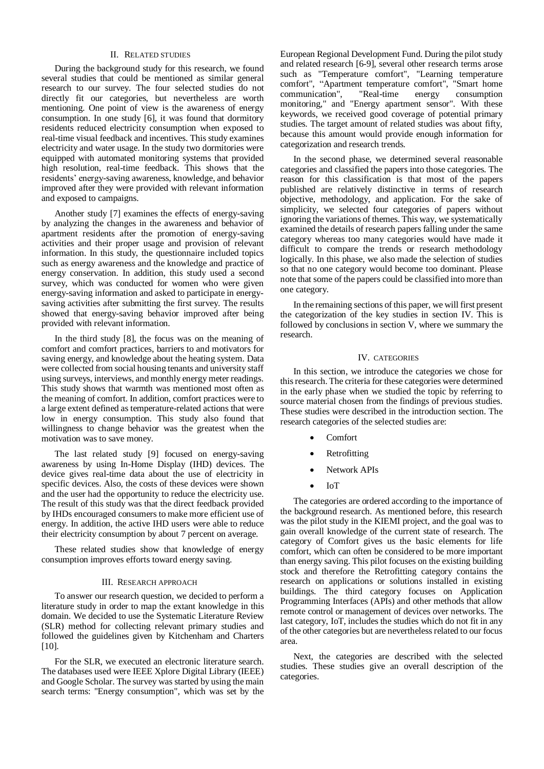## II. Related studies

During the background study for this research, we found several studies that could be mentioned as similar general research to our survey. The four selected studies do not directly fit our categories, but nevertheless are worth mentioning. One point of view is the awareness of energy consumption. In one study [6], it was found that dormitory residents reduced electricity consumption when exposed to real-time visual feedback and incentives. This study examines electricity and water usage. In the study two dormitories were equipped with automated monitoring systems that provided high resolution, real-time feedback. This shows that the residents' energy-saving awareness, knowledge, and behavior improved after they were provided with relevant information and exposed to campaigns.

Another study [7] examines the effects of energy-saving by analyzing the changes in the awareness and behavior of apartment residents after the promotion of energy-saving activities and their proper usage and provision of relevant information. In this study, the questionnaire included topics such as energy awareness and the knowledge and practice of energy conservation. In addition, this study used a second survey, which was conducted for women who were given energy-saving information and asked to participate in energy-saving activities after submitting the first survey. The results showed that energy-saving behavior improved after being provided with relevant information.

In the third study [8], the focus was on the meaning of comfort and comfort practices, barriers to and motivators for saving energy, and knowledge about the heating system. Data were collected from social housing tenants and university staff using surveys, interviews, and monthly energy meter readings. This study shows that warmth was mentioned most often as the meaning of comfort. In addition, comfort practices were to a large extent defined as temperature-related actions that were low in energy consumption. This study also found that willingness to change behavior was the greatest when the motivation was to save money.

The last related study [9] focused on energy-saving awareness by using In-Home Display (IHD) devices. The device gives real-time data about the use of electricity in specific devices. Also, the costs of these devices were shown and the user had the opportunity to reduce the electricity use. The result of this study was that the direct feedback provided by IHDs encouraged consumers to make more efficient use of energy. In addition, the active IHD users were able to reduce their electricity consumption by about 7 percent on average.

These related studies show that knowledge of energy consumption improves efforts toward energy saving.

## III. Research approach

To answer our research question, we decided to perform a literature study in order to map the extant knowledge in this domain. We decided to use the Systematic Literature Review (SLR) method for collecting relevant primary studies and followed the guidelines given by Kitchenham and Charters [10].

For the SLR, we executed an electronic literature search. The databases used were IEEE Xplore Digital Library (IEEE) and Google Scholar. The survey was started by using the main search terms: "Energy consumption", which was set by the European Regional Development Fund. During the pilot study and related research [6-9], several other research terms arose such as "Temperature comfort", "Learning temperature comfort", "Apartment temperature comfort", "Smart home communication", "Real-time energy consumption monitoring," and "Energy apartment sensor". With these keywords, we received good coverage of potential primary studies. The target amount of related studies was about fifty, because this amount would provide enough information for categorization and research trends.

In the second phase, we determined several reasonable categories and classified the papers into those categories. The reason for this classification is that most of the papers published are relatively distinctive in terms of research objective, methodology, and application. For the sake of simplicity, we selected four categories of papers without ignoring the variations of themes. This way, we systematically examined the details of research papers falling under the same category whereas too many categories would have made it difficult to compare the trends or research methodology logically. In this phase, we also made the selection of studies so that no one category would become too dominant. Please note that some of the papers could be classified into more than one category.

In the remaining sections of this paper, we will first present the categorization of the key studies in section IV. This is followed by conclusions in section V, where we summary the research.

## IV. Categories

In this section, we introduce the categories we chose for this research. The criteria for these categories were determined in the early phase when we studied the topic by referring to source material chosen from the findings of previous studies. These studies were described in the introduction section. The research categories of the selected studies are:

- Comfort
- Retrofitting
- Network APIs
- IoT

The categories are ordered according to the importance of the background research. As mentioned before, this research was the pilot study in the KIEMI project, and the goal was to gain overall knowledge of the current state of research. The category of Comfort gives us the basic elements for life comfort, which can often be considered to be more important than energy saving. This pilot focuses on the existing building stock and therefore the Retrofitting category contains the research on applications or solutions installed in existing buildings. The third category focuses on Application Programming Interfaces (APIs) and other methods that allow remote control or management of devices over networks. The last category, IoT, includes the studies which do not fit in any of the other categories but are nevertheless related to our focus area.

Next, the categories are described with the selected studies. These studies give an overall description of the categories.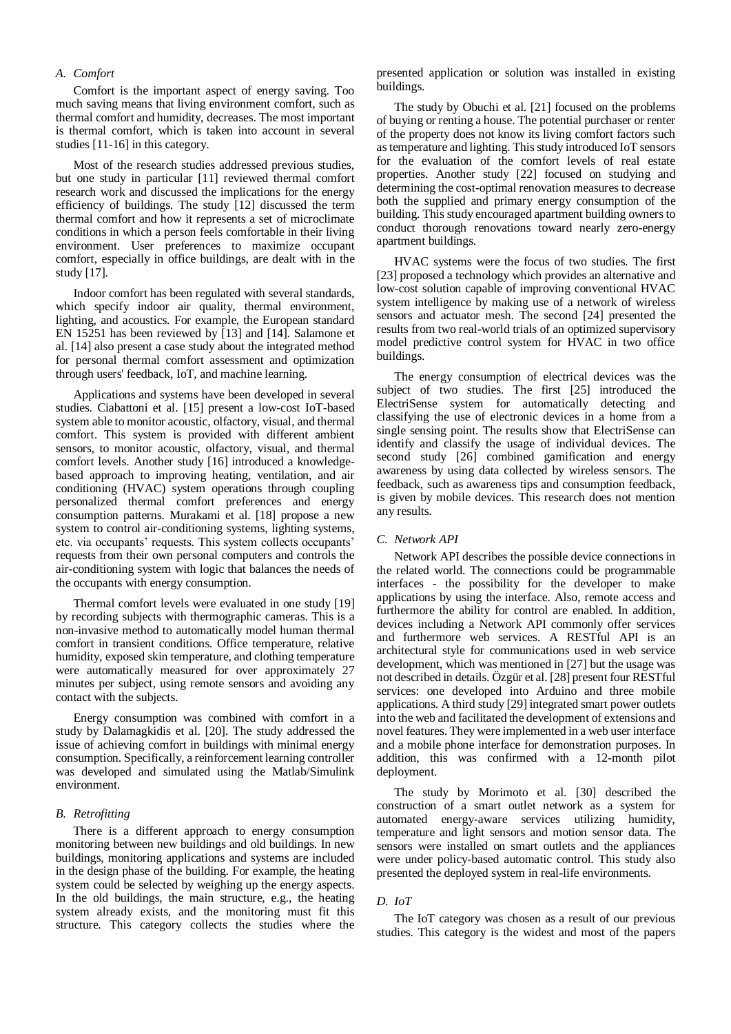### A. Comfort

Comfort is the important aspect of energy saving. Too much saving means that living environment comfort, such as thermal comfort and humidity, decreases. The most important is thermal comfort, which is taken into account in several studies [11-16] in this category.

Most of the research studies addressed previous studies, but one study in particular [11] reviewed thermal comfort research work and discussed the implications for the energy efficiency of buildings. The study [12] discussed the term thermal comfort and how it represents a set of microclimate conditions in which a person feels comfortable in their living environment. User preferences to maximize occupant comfort, especially in office buildings, are dealt with in the study [17].

Indoor comfort has been regulated with several standards, which specify indoor air quality, thermal environment, lighting, and acoustics. For example, the European standard EN 15251 has been reviewed by [13] and [14]. Salamone et al. [14] also present a case study about the integrated method for personal thermal comfort assessment and optimization through users' feedback, IoT, and machine learning.

Applications and systems have been developed in several studies. Ciabattoni et al. [15] present a low-cost IoT-based system able to monitor acoustic, olfactory, visual, and thermal comfort. This system is provided with different ambient sensors, to monitor acoustic, olfactory, visual, and thermal comfort levels. Another study [16] introduced a knowledge-based approach to improving heating, ventilation, and air conditioning (HVAC) system operations through coupling personalized thermal comfort preferences and energy consumption patterns. Murakami et al. [18] propose a new system to control air-conditioning systems, lighting systems, etc. via occupants' requests. This system collects occupants' requests from their own personal computers and controls the air-conditioning system with logic that balances the needs of the occupants with energy consumption.

Thermal comfort levels were evaluated in one study [19] by recording subjects with thermographic cameras. This is a non-invasive method to automatically model human thermal comfort in transient conditions. Office temperature, relative humidity, exposed skin temperature, and clothing temperature were automatically measured for over approximately 27 minutes per subject, using remote sensors and avoiding any contact with the subjects.

Energy consumption was combined with comfort in a study by Dalamagkidis et al. [20]. The study addressed the issue of achieving comfort in buildings with minimal energy consumption. Specifically, a reinforcement learning controller was developed and simulated using the Matlab/Simulink environment.

### B. Retrofitting

There is a different approach to energy consumption monitoring between new buildings and old buildings. In new buildings, monitoring applications and systems are included in the design phase of the building. For example, the heating system could be selected by weighing up the energy aspects. In the old buildings, the main structure, e.g., the heating system already exists, and the monitoring must fit this structure. This category collects the studies where the presented application or solution was installed in existing buildings.

The study by Obuchi et al. [21] focused on the problems of buying or renting a house. The potential purchaser or renter of the property does not know its living comfort factors such as temperature and lighting. This study introduced IoT sensors for the evaluation of the comfort levels of real estate properties. Another study [22] focused on studying and determining the cost-optimal renovation measures to decrease both the supplied and primary energy consumption of the building. This study encouraged apartment building owners to conduct thorough renovations toward nearly zero-energy apartment buildings.

HVAC systems were the focus of two studies. The first [23] proposed a technology which provides an alternative and low-cost solution capable of improving conventional HVAC system intelligence by making use of a network of wireless sensors and actuator mesh. The second [24] presented the results from two real-world trials of an optimized supervisory model predictive control system for HVAC in two office buildings.

The energy consumption of electrical devices was the subject of two studies. The first [25] introduced the ElectriSense system for automatically detecting and classifying the use of electronic devices in a home from a single sensing point. The results show that ElectriSense can identify and classify the usage of individual devices. The second study [26] combined gamification and energy awareness by using data collected by wireless sensors. The feedback, such as awareness tips and consumption feedback, is given by mobile devices. This research does not mention any results.

### C. Network API

Network API describes the possible device connections in the related world. The connections could be programmable interfaces - the possibility for the developer to make applications by using the interface. Also, remote access and furthermore the ability for control are enabled. In addition, devices including a Network API commonly offer services and furthermore web services. A RESTful API is an architectural style for communications used in web service development, which was mentioned in [27] but the usage was not described in details. Özgür et al. [28] present four RESTful services: one developed into Arduino and three mobile applications. A third study [29] integrated smart power outlets into the web and facilitated the development of extensions and novel features. They were implemented in a web user interface and a mobile phone interface for demonstration purposes. In addition, this was confirmed with a 12-month pilot deployment.

The study by Morimoto et al. [30] described the construction of a smart outlet network as a system for automated energy-aware services utilizing humidity, temperature and light sensors and motion sensor data. The sensors were installed on smart outlets and the appliances were under policy-based automatic control. This study also presented the deployed system in real-life environments.

### D. IoT

The IoT category was chosen as a result of our previous studies. This category is the widest and most of the papers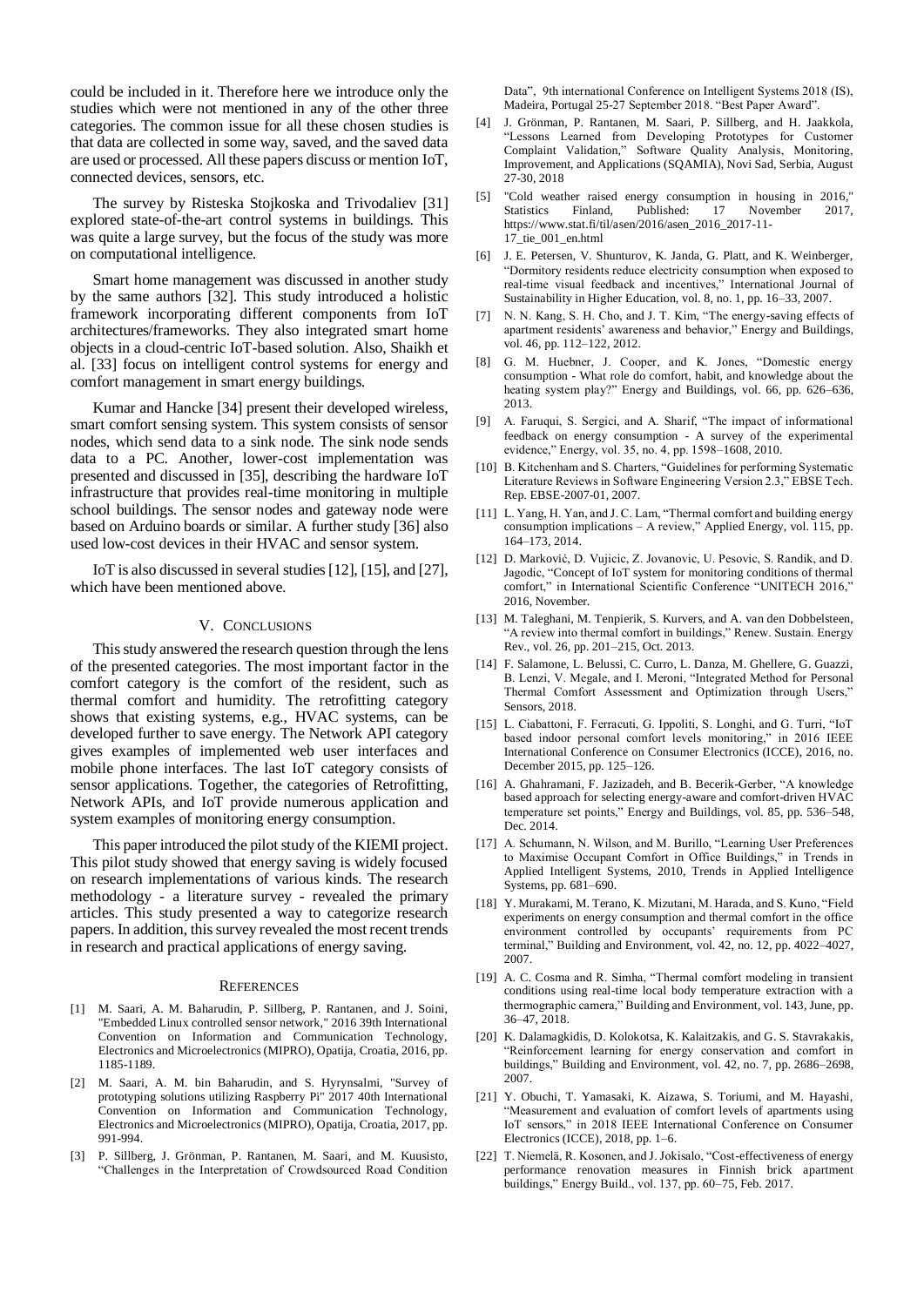could be included in it. Therefore here we introduce only the studies which were not mentioned in any of the other three categories. The common issue for all these chosen studies is that data are collected in some way, saved, and the saved data are used or processed. All these papers discuss or mention IoT, connected devices, sensors, etc.

The survey by Risteska Stojkoska and Trivodaliev [31] explored state-of-the-art control systems in buildings. This was quite a large survey, but the focus of the study was more on computational intelligence.

Smart home management was discussed in another study by the same authors [32]. This study introduced a holistic framework incorporating different components from IoT architectures/frameworks. They also integrated smart home objects in a cloud-centric IoT-based solution. Also, Shaikh et al. [33] focus on intelligent control systems for energy and comfort management in smart energy buildings.

Kumar and Hancke [34] present their developed wireless, smart comfort sensing system. This system consists of sensor nodes, which send data to a sink node. The sink node sends data to a PC. Another, lower-cost implementation was presented and discussed in [35], describing the hardware IoT infrastructure that provides real-time monitoring in multiple school buildings. The sensor nodes and gateway node were based on Arduino boards or similar. A further study [36] also used low-cost devices in their HVAC and sensor system.

IoT is also discussed in several studies [12], [15], and [27], which have been mentioned above.

## V. Conclusions

This study answered the research question through the lens of the presented categories. The most important factor in the comfort category is the comfort of the resident, such as thermal comfort and humidity. The retrofitting category shows that existing systems, e.g., HVAC systems, can be developed further to save energy. The Network API category gives examples of implemented web user interfaces and mobile phone interfaces. The last IoT category consists of sensor applications. Together, the categories of Retrofitting, Network APIs, and IoT provide numerous application and system examples of monitoring energy consumption.

This paper introduced the pilot study of the KIEMI project. This pilot study showed that energy saving is widely focused on research implementations of various kinds. The research methodology - a literature survey - revealed the primary articles. This study presented a way to categorize research papers. In addition, this survey revealed the most recent trends in research and practical applications of energy saving.

## References

[1] M. Saari, A. M. Baharudin, P. Sillberg, P. Rantanen, and J. Soini, "Embedded Linux controlled sensor network," 2016 39th International Convention on Information and Communication Technology, Electronics and Microelectronics (MIPRO), Opatija, Croatia, 2016, pp. 1185-1189.

[2] M. Saari, A. M. bin Baharudin, and S. Hyrynsalmi, "Survey of prototyping solutions utilizing Raspberry Pi" 2017 40th International Convention on Information and Communication Technology, Electronics and Microelectronics (MIPRO), Opatija, Croatia, 2017, pp. 991-994.

[3] P. Sillberg, J. Grönman, P. Rantanen, M. Saari, and M. Kuusisto, "Challenges in the Interpretation of Crowdsourced Road Condition Data", 9th international Conference on Intelligent Systems 2018 (IS), Madeira, Portugal 25-27 September 2018. "Best Paper Award".

[4] J. Grönman, P. Rantanen, M. Saari, P. Sillberg, and H. Jaakkola, "Lessons Learned from Developing Prototypes for Customer Complaint Validation," Software Quality Analysis, Monitoring, Improvement, and Applications (SQAMIA), Novi Sad, Serbia, August 27-30, 2018

[5] "Cold weather raised energy consumption in housing in 2016," Statistics Finland, Published: 17 November 2017, https://www.stat.fi/til/asen/2016/asen_2016_2017-11-17_tie_001_en.html

[6] J. E. Petersen, V. Shunturov, K. Janda, G. Platt, and K. Weinberger, "Dormitory residents reduce electricity consumption when exposed to real-time visual feedback and incentives," International Journal of Sustainability in Higher Education, vol. 8, no. 1, pp. 16–33, 2007.

[7] N. N. Kang, S. H. Cho, and J. T. Kim, "The energy-saving effects of apartment residents' awareness and behavior," Energy and Buildings, vol. 46, pp. 112–122, 2012.

[8] G. M. Huebner, J. Cooper, and K. Jones, "Domestic energy consumption - What role do comfort, habit, and knowledge about the heating system play?" Energy and Buildings, vol. 66, pp. 626–636, 2013.

[9] A. Faruqui, S. Sergici, and A. Sharif, "The impact of informational feedback on energy consumption - A survey of the experimental evidence," Energy, vol. 35, no. 4, pp. 1598–1608, 2010.

[10] B. Kitchenham and S. Charters, "Guidelines for performing Systematic Literature Reviews in Software Engineering Version 2.3," EBSE Tech. Rep. EBSE-2007-01, 2007.

[11] L. Yang, H. Yan, and J. C. Lam, "Thermal comfort and building energy consumption implications – A review," Applied Energy, vol. 115, pp. 164–173, 2014.

[12] D. Marković, D. Vujicic, Z. Jovanovic, U. Pesovic, S. Randik, and D. Jagodic, "Concept of IoT system for monitoring conditions of thermal comfort," in International Scientific Conference "UNITECH 2016," 2016, November.

[13] M. Taleghani, M. Tenpierik, S. Kurvers, and A. van den Dobbelsteen, "A review into thermal comfort in buildings," Renew. Sustain. Energy Rev., vol. 26, pp. 201–215, Oct. 2013.

[14] F. Salamone, L. Belussi, C. Curro, L. Danza, M. Ghellere, G. Guazzi, B. Lenzi, V. Megale, and I. Meroni, "Integrated Method for Personal Thermal Comfort Assessment and Optimization through Users," Sensors, 2018.

[15] L. Ciabattoni, F. Ferracuti, G. Ippoliti, S. Longhi, and G. Turri, "IoT based indoor personal comfort levels monitoring," in 2016 IEEE International Conference on Consumer Electronics (ICCE), 2016, no. December 2015, pp. 125–126.

[16] A. Ghahramani, F. Jazizadeh, and B. Becerik-Gerber, "A knowledge based approach for selecting energy-aware and comfort-driven HVAC temperature set points," Energy and Buildings, vol. 85, pp. 536–548, Dec. 2014.

[17] A. Schumann, N. Wilson, and M. Burillo, "Learning User Preferences to Maximise Occupant Comfort in Office Buildings," in Trends in Applied Intelligent Systems, 2010, Trends in Applied Intelligence Systems, pp. 681–690.

[18] Y. Murakami, M. Terano, K. Mizutani, M. Harada, and S. Kuno, "Field experiments on energy consumption and thermal comfort in the office environment controlled by occupants' requirements from PC terminal," Building and Environment, vol. 42, no. 12, pp. 4022–4027, 2007.

[19] A. C. Cosma and R. Simha, "Thermal comfort modeling in transient conditions using real-time local body temperature extraction with a thermographic camera," Building and Environment, vol. 143, June, pp. 36–47, 2018.

[20] K. Dalamagkidis, D. Kolokotsa, K. Kalaitzakis, and G. S. Stavrakakis, "Reinforcement learning for energy conservation and comfort in buildings," Building and Environment, vol. 42, no. 7, pp. 2686–2698, 2007.

[21] Y. Obuchi, T. Yamasaki, K. Aizawa, S. Toriumi, and M. Hayashi, "Measurement and evaluation of comfort levels of apartments using IoT sensors," in 2018 IEEE International Conference on Consumer Electronics (ICCE), 2018, pp. 1–6.

[22] T. Niemelä, R. Kosonen, and J. Jokisalo, "Cost-effectiveness of energy performance renovation measures in Finnish brick apartment buildings," Energy Build., vol. 137, pp. 60–75, Feb. 2017.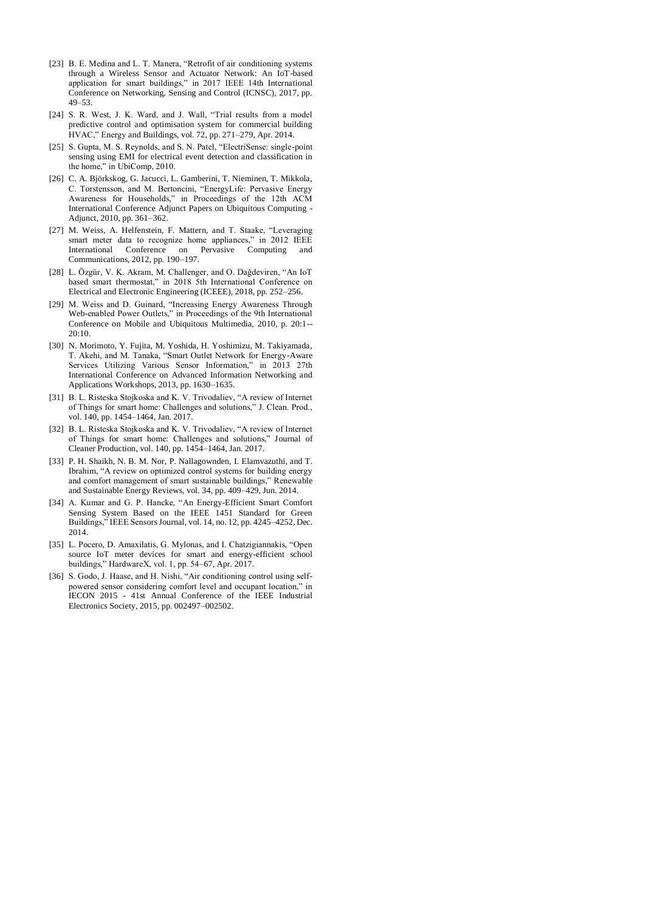[23] B. E. Medina and L. T. Manera, "Retrofit of air conditioning systems through a Wireless Sensor and Actuator Network: An IoT-based application for smart buildings," in 2017 IEEE 14th International Conference on Networking, Sensing and Control (ICNSC), 2017, pp. 49–53.

[24] S. R. West, J. K. Ward, and J. Wall, "Trial results from a model predictive control and optimisation system for commercial building HVAC," Energy and Buildings, vol. 72, pp. 271–279, Apr. 2014.

[25] S. Gupta, M. S. Reynolds, and S. N. Patel, "ElectriSense: single-point sensing using EMI for electrical event detection and classification in the home," in UbiComp, 2010.

[26] C. A. Björkskog, G. Jacucci, L. Gamberini, T. Nieminen, T. Mikkola, C. Torstensson, and M. Bertoncini, "EnergyLife: Pervasive Energy Awareness for Households," in Proceedings of the 12th ACM International Conference Adjunct Papers on Ubiquitous Computing - Adjunct, 2010, pp. 361–362.

[27] M. Weiss, A. Helfenstein, F. Mattern, and T. Staake, "Leveraging smart meter data to recognize home appliances," in 2012 IEEE International Conference on Pervasive Computing and Communications, 2012, pp. 190–197.

[28] L. Özgür, V. K. Akram, M. Challenger, and O. Dağdeviren, "An IoT based smart thermostat," in 2018 5th International Conference on Electrical and Electronic Engineering (ICEEE), 2018, pp. 252–256.

[29] M. Weiss and D. Guinard, "Increasing Energy Awareness Through Web-enabled Power Outlets," in Proceedings of the 9th International Conference on Mobile and Ubiquitous Multimedia, 2010, p. 20:1--20:10.

[30] N. Morimoto, Y. Fujita, M. Yoshida, H. Yoshimizu, M. Takiyamada, T. Akehi, and M. Tanaka, "Smart Outlet Network for Energy-Aware Services Utilizing Various Sensor Information," in 2013 27th International Conference on Advanced Information Networking and Applications Workshops, 2013, pp. 1630–1635.

[31] B. L. Risteska Stojkoska and K. V. Trivodaliev, "A review of Internet of Things for smart home: Challenges and solutions," J. Clean. Prod., vol. 140, pp. 1454–1464, Jan. 2017.

[32] B. L. Risteska Stojkoska and K. V. Trivodaliev, "A review of Internet of Things for smart home: Challenges and solutions," Journal of Cleaner Production, vol. 140, pp. 1454–1464, Jan. 2017.

[33] P. H. Shaikh, N. B. M. Nor, P. Nallagownden, I. Elamvazuthi, and T. Ibrahim, "A review on optimized control systems for building energy and comfort management of smart sustainable buildings," Renewable and Sustainable Energy Reviews, vol. 34, pp. 409–429, Jun. 2014.

[34] A. Kumar and G. P. Hancke, "An Energy-Efficient Smart Comfort Sensing System Based on the IEEE 1451 Standard for Green Buildings," IEEE Sensors Journal, vol. 14, no. 12, pp. 4245–4252, Dec. 2014.

[35] L. Pocero, D. Amaxilatis, G. Mylonas, and I. Chatzigiannakis, "Open source IoT meter devices for smart and energy-efficient school buildings," HardwareX, vol. 1, pp. 54–67, Apr. 2017.

[36] S. Godo, J. Haase, and H. Nishi, "Air conditioning control using self-powered sensor considering comfort level and occupant location," in IECON 2015 - 41st Annual Conference of the IEEE Industrial Electronics Society, 2015, pp. 002497–002502.